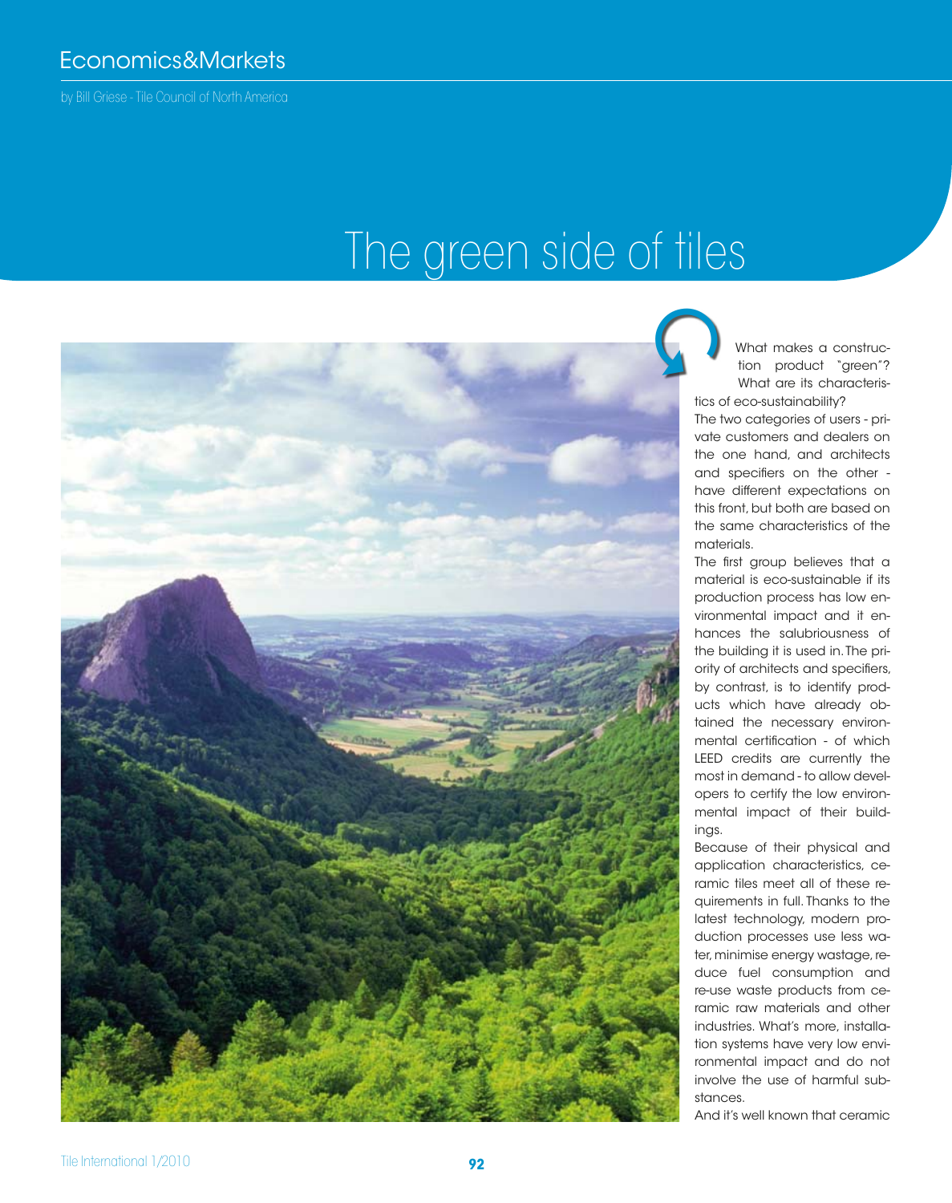Economics&Markets

by Bill Griese - Tile Council of North America

# The green side of tiles

What makes a construction product "green"? What are its characteristics of eco-sustainability?

The two categories of users - private customers and dealers on the one hand, and architects and specifiers on the other - have different expectations on this front, but both are based on the same characteristics of the materials.

The first group believes that a material is eco-sustainable if its production process has low environmental impact and it enhances the salubriousness of the building it is used in. The priority of architects and specifiers, by contrast, is to identify products which have already obtained the necessary environmental certification - of which LEED credits are currently the most in demand - to allow developers to certify the low environmental impact of their buildings.

Because of their physical and application characteristics, ceramic tiles meet all of these requirements in full. Thanks to the latest technology, modern production processes use less water, minimise energy wastage, reduce fuel consumption and re-use waste products from ceramic raw materials and other industries. What's more, installation systems have very low environmental impact and do not involve the use of harmful substances.

And it's well known that ceramic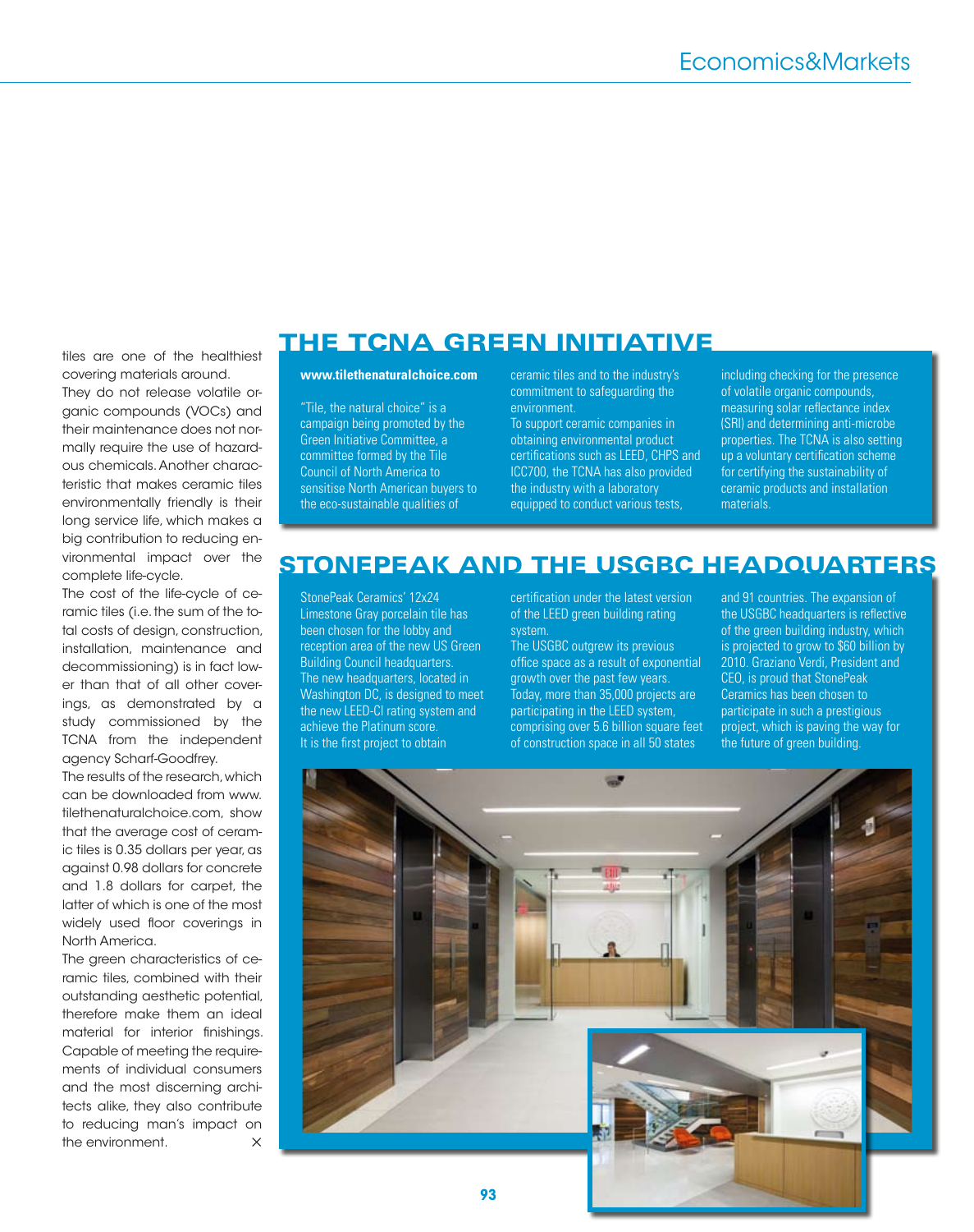tiles are one of the healthiest covering materials around.

They do not release volatile organic compounds (VOCs) and their maintenance does not normally require the use of hazardous chemicals. Another characteristic that makes ceramic tiles environmentally friendly is their long service life, which makes a big contribution to reducing environmental impact over the complete life-cycle.

The cost of the life-cycle of ceramic tiles (i.e. the sum of the total costs of design, construction, installation, maintenance and decommissioning) is in fact lower than that of all other coverings, as demonstrated by a study commissioned by the TCNA from the independent agency Scharf-Goodfrey.

The results of the research, which can be downloaded from www.tilethenaturalchoice.com, show that the average cost of ceramic tiles is 0.35 dollars per year, as against 0.98 dollars for concrete and 1.8 dollars for carpet, the latter of which is one of the most widely used floor coverings in North America.

The green characteristics of ceramic tiles, combined with their outstanding aesthetic potential, therefore make them an ideal material for interior finishings. Capable of meeting the requirements of individual consumers and the most discerning architects alike, they also contribute to reducing man's impact on the environment.

## THE TCNA GREEN INITIATIVE

**www.tilethenaturalchoice.com**

"Tile, the natural choice" is a campaign being promoted by the Green Initiative Committee, a committee formed by the Tile Council of North America to sensitise North American buyers to the eco-sustainable qualities of ceramic tiles and to the industry's commitment to safeguarding the environment.

To support ceramic companies in obtaining environmental product certifications such as LEED, CHPS and ICC700, the TCNA has also provided the industry with a laboratory equipped to conduct various tests, including checking for the presence of volatile organic compounds, measuring solar reflectance index (SRI) and determining anti-microbe properties. The TCNA is also setting up a voluntary certification scheme for certifying the sustainability of ceramic products and installation materials.

## STONEPEAK AND THE USGBC HEADQUARTERS

StonePeak Ceramics' 12x24 Limestone Gray porcelain tile has been chosen for the lobby and reception area of the new US Green Building Council headquarters.

The new headquarters, located in Washington DC, is designed to meet the new LEED-CI rating system and achieve the Platinum score.

It is the first project to obtain certification under the latest version of the LEED green building rating system.

The USGBC outgrew its previous office space as a result of exponential growth over the past few years. Today, more than 35,000 projects are participating in the LEED system, comprising over 5.6 billion square feet of construction space in all 50 states and 91 countries. The expansion of the USGBC headquarters is reflective of the green building industry, which is projected to grow to $60 billion by 2010. Graziano Verdi, President and CEO, is proud that StonePeak Ceramics has been chosen to participate in such a prestigious project, which is paving the way for the future of green building.